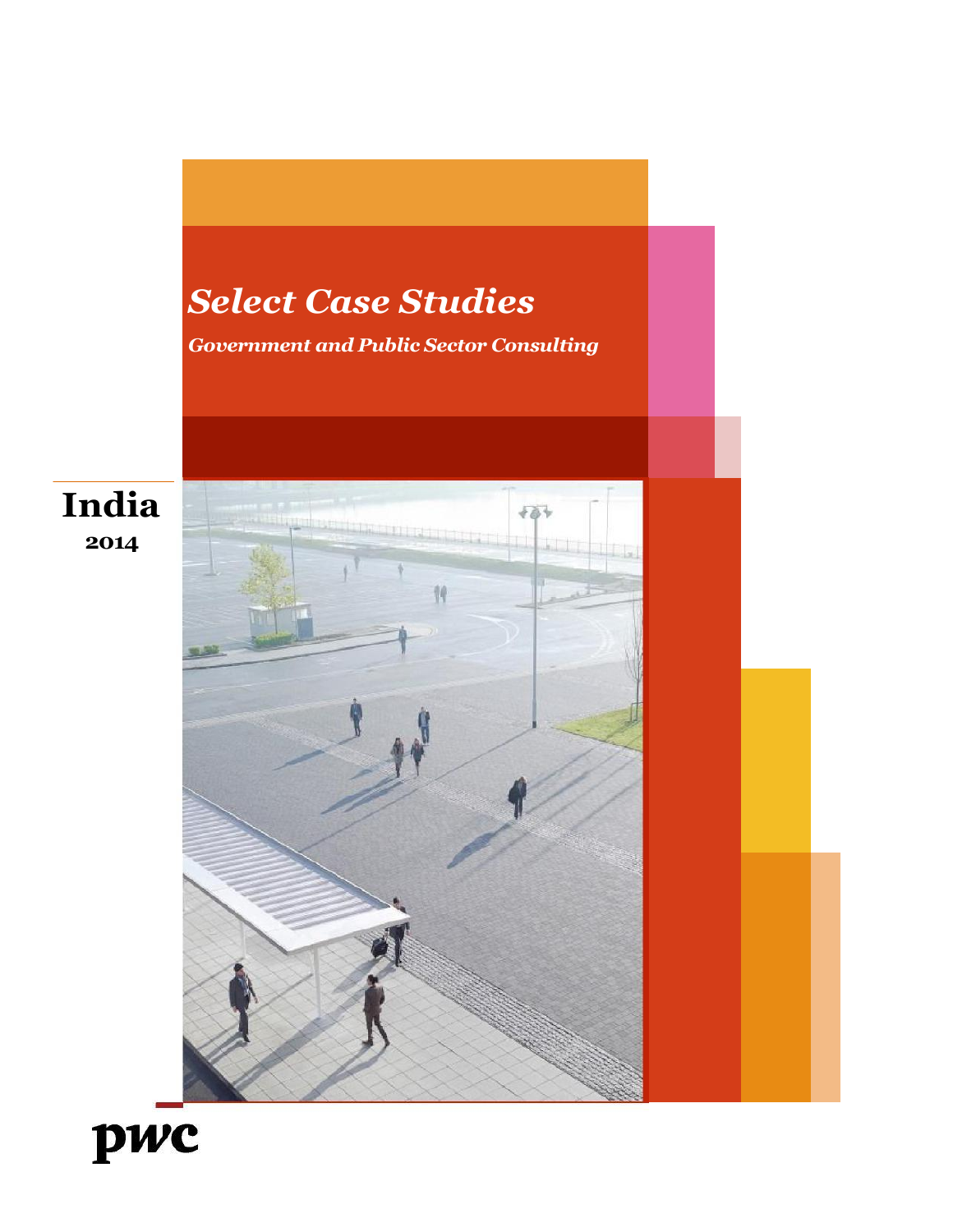# *Select Case Studies*

***Government and Public Sector Consulting***

**India**

**2014**

pwc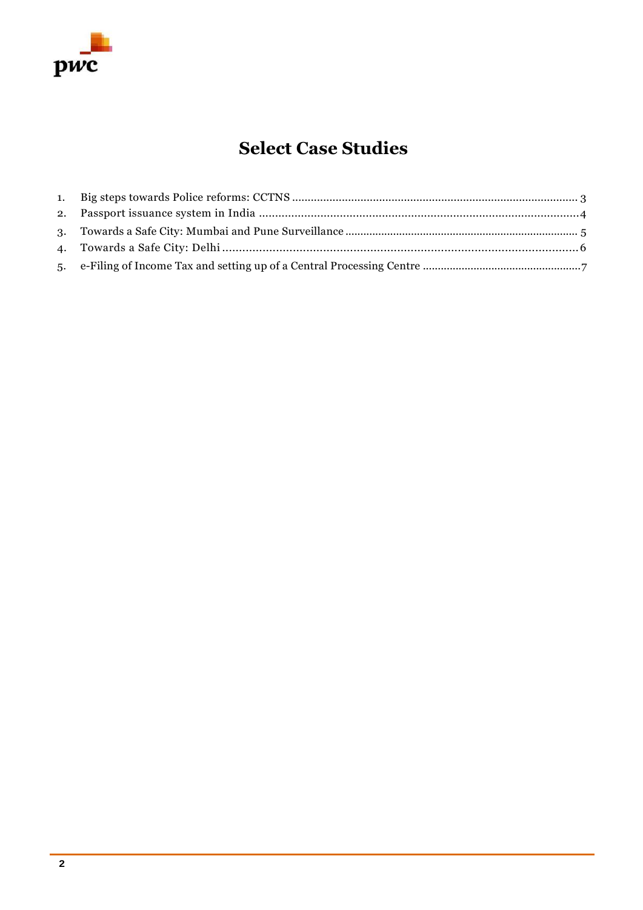# Select Case Studies

1. Big steps towards Police reforms: CCTNS ........................................................................................ 3
2. Passport issuance system in India ....................................................................................................4
3. Towards a Safe City: Mumbai and Pune Surveillance ........................................................................... 5
4. Towards a Safe City: Delhi ................................................................................................................6
5. e-Filing of Income Tax and setting up of a Central Processing Centre ....................................................7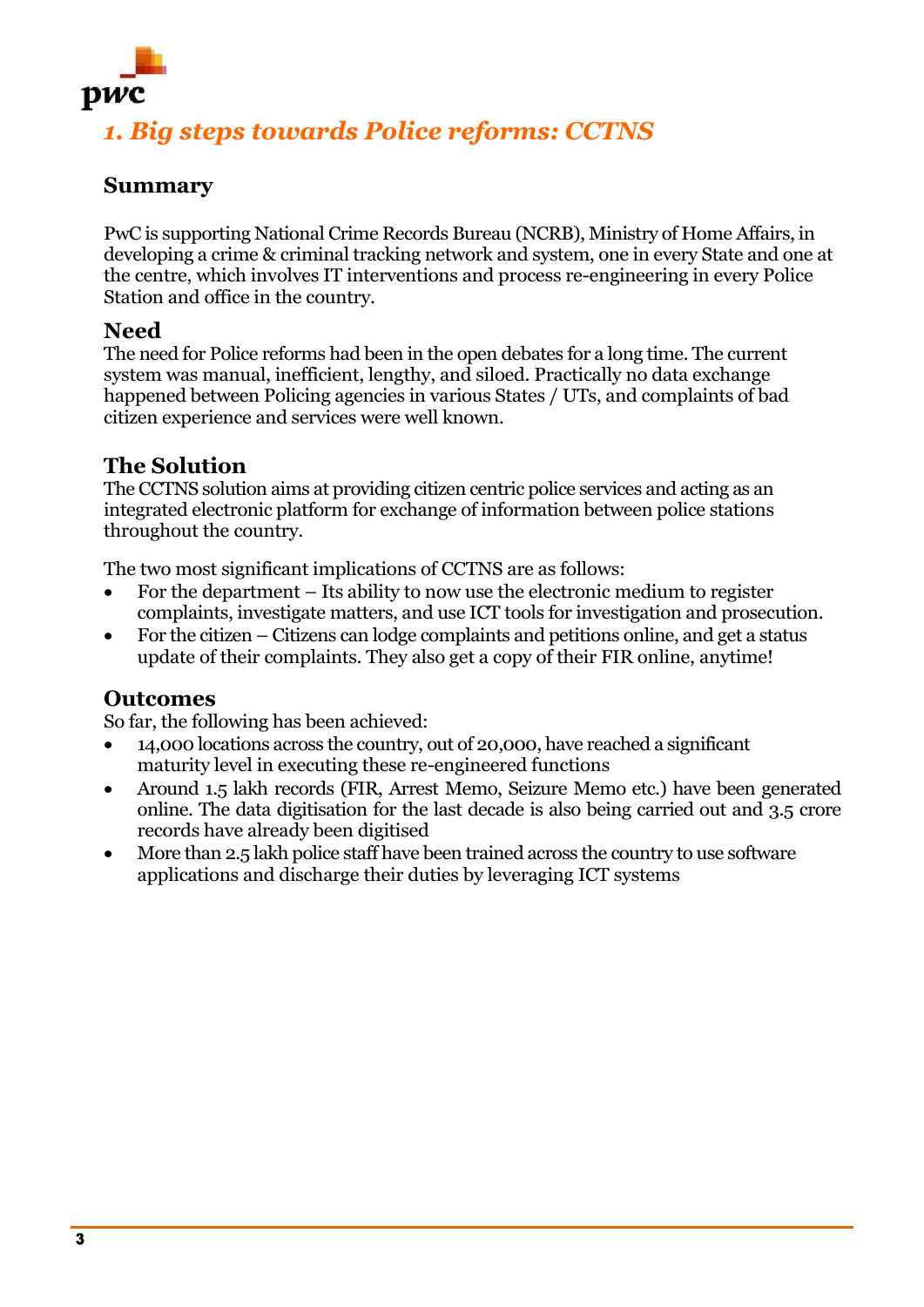# *1. Big steps towards Police reforms: CCTNS*

## Summary

PwC is supporting National Crime Records Bureau (NCRB), Ministry of Home Affairs, in developing a crime & criminal tracking network and system, one in every State and one at the centre, which involves IT interventions and process re-engineering in every Police Station and office in the country.

## Need

The need for Police reforms had been in the open debates for a long time. The current system was manual, inefficient, lengthy, and siloed. Practically no data exchange happened between Policing agencies in various States / UTs, and complaints of bad citizen experience and services were well known.

## The Solution

The CCTNS solution aims at providing citizen centric police services and acting as an integrated electronic platform for exchange of information between police stations throughout the country.

The two most significant implications of CCTNS are as follows:

- For the department – Its ability to now use the electronic medium to register complaints, investigate matters, and use ICT tools for investigation and prosecution.
- For the citizen – Citizens can lodge complaints and petitions online, and get a status update of their complaints. They also get a copy of their FIR online, anytime!

## Outcomes

So far, the following has been achieved:

- 14,000 locations across the country, out of 20,000, have reached a significant maturity level in executing these re-engineered functions
- Around 1.5 lakh records (FIR, Arrest Memo, Seizure Memo etc.) have been generated online. The data digitisation for the last decade is also being carried out and 3.5 crore records have already been digitised
- More than 2.5 lakh police staff have been trained across the country to use software applications and discharge their duties by leveraging ICT systems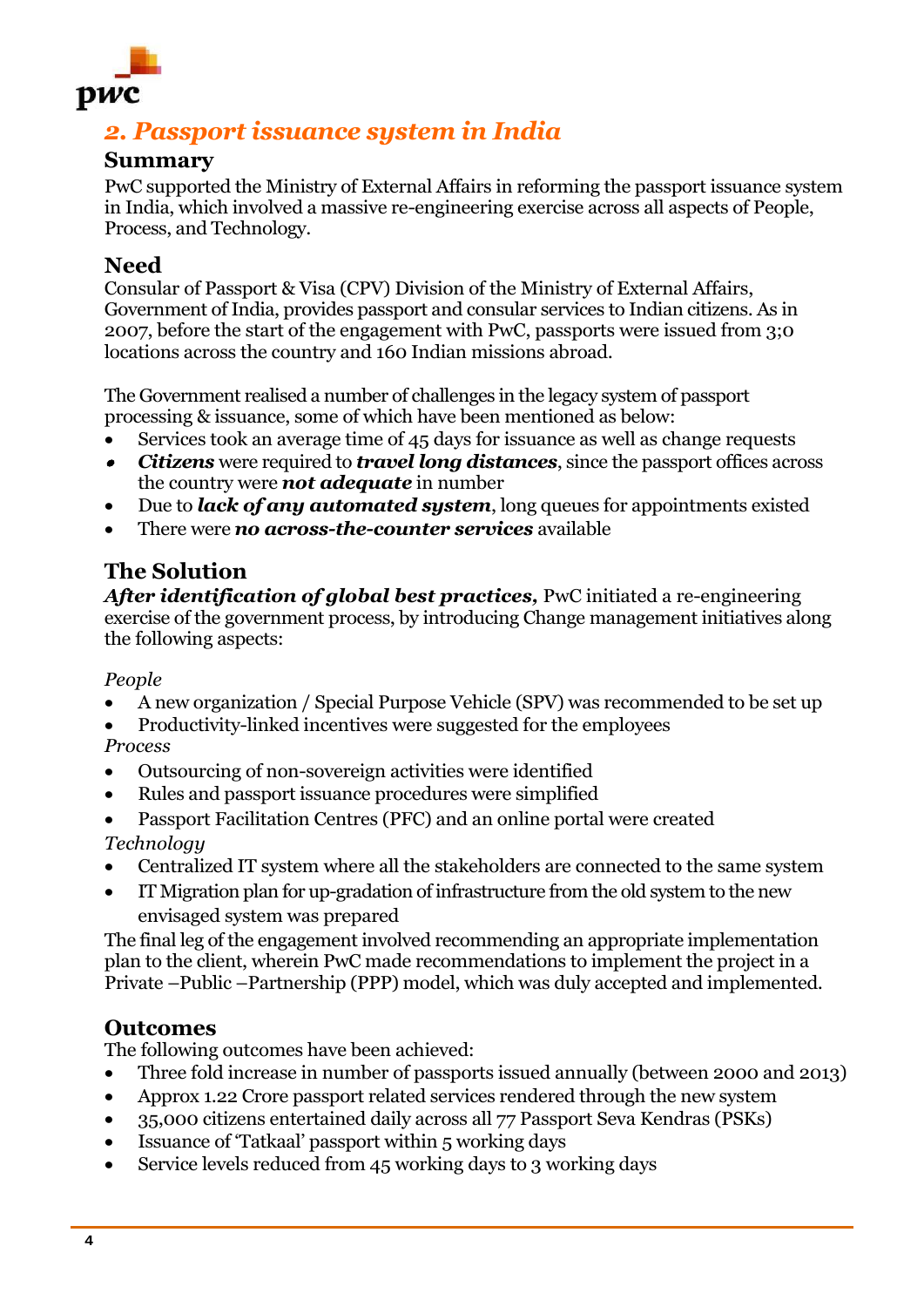## *2. Passport issuance system in India*

### Summary

PwC supported the Ministry of External Affairs in reforming the passport issuance system in India, which involved a massive re-engineering exercise across all aspects of People, Process, and Technology.

### Need

Consular of Passport & Visa (CPV) Division of the Ministry of External Affairs, Government of India, provides passport and consular services to Indian citizens. As in 2007, before the start of the engagement with PwC, passports were issued from 3;0 locations across the country and 160 Indian missions abroad.

The Government realised a number of challenges in the legacy system of passport processing & issuance, some of which have been mentioned as below:

- Services took an average time of 45 days for issuance as well as change requests
- ***Citizens*** were required to ***travel long distances***, since the passport offices across the country were ***not adequate*** in number
- Due to ***lack of any automated system***, long queues for appointments existed
- There were ***no across-the-counter services*** available

### The Solution

***After identification of global best practices,*** PwC initiated a re-engineering exercise of the government process, by introducing Change management initiatives along the following aspects:

*People*

- A new organization / Special Purpose Vehicle (SPV) was recommended to be set up
- Productivity-linked incentives were suggested for the employees

*Process*

- Outsourcing of non-sovereign activities were identified
- Rules and passport issuance procedures were simplified
- Passport Facilitation Centres (PFC) and an online portal were created

*Technology*

- Centralized IT system where all the stakeholders are connected to the same system
- IT Migration plan for up-gradation of infrastructure from the old system to the new envisaged system was prepared

The final leg of the engagement involved recommending an appropriate implementation plan to the client, wherein PwC made recommendations to implement the project in a Private –Public –Partnership (PPP) model, which was duly accepted and implemented.

### Outcomes

The following outcomes have been achieved:

- Three fold increase in number of passports issued annually (between 2000 and 2013)
- Approx 1.22 Crore passport related services rendered through the new system
- 35,000 citizens entertained daily across all 77 Passport Seva Kendras (PSKs)
- Issuance of 'Tatkaal' passport within 5 working days
- Service levels reduced from 45 working days to 3 working days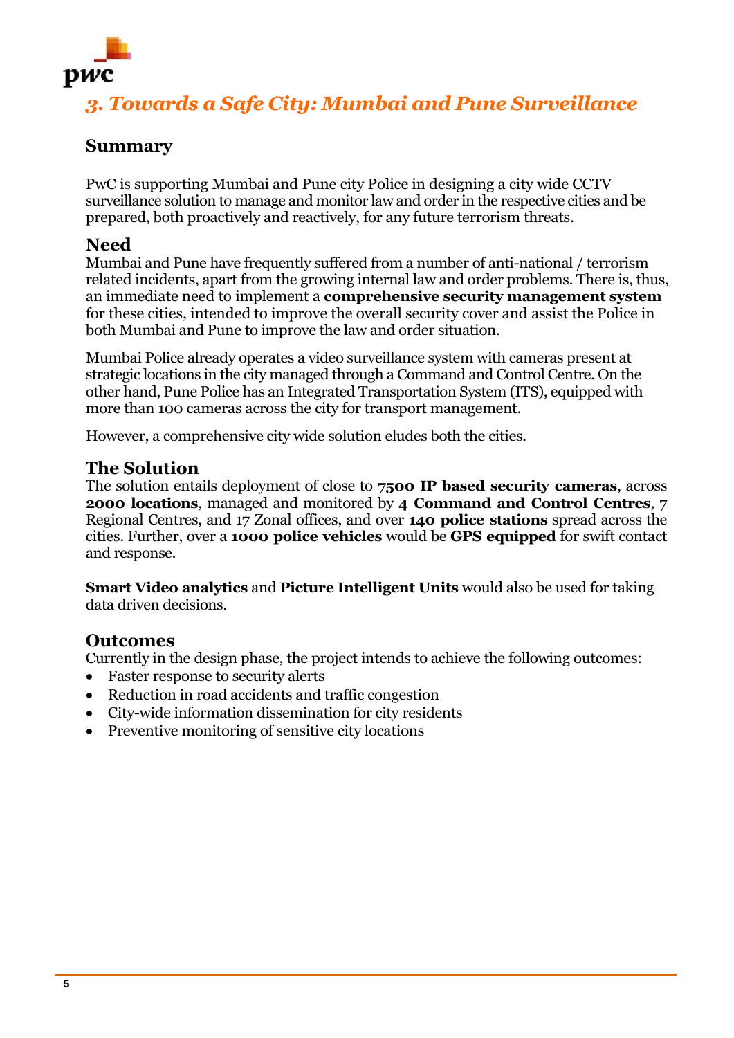## *3. Towards a Safe City: Mumbai and Pune Surveillance*

### Summary

PwC is supporting Mumbai and Pune city Police in designing a city wide CCTV surveillance solution to manage and monitor law and order in the respective cities and be prepared, both proactively and reactively, for any future terrorism threats.

### Need

Mumbai and Pune have frequently suffered from a number of anti-national / terrorism related incidents, apart from the growing internal law and order problems. There is, thus, an immediate need to implement a **comprehensive security management system** for these cities, intended to improve the overall security cover and assist the Police in both Mumbai and Pune to improve the law and order situation.

Mumbai Police already operates a video surveillance system with cameras present at strategic locations in the city managed through a Command and Control Centre. On the other hand, Pune Police has an Integrated Transportation System (ITS), equipped with more than 100 cameras across the city for transport management.

However, a comprehensive city wide solution eludes both the cities.

### The Solution

The solution entails deployment of close to **7500 IP based security cameras**, across **2000 locations**, managed and monitored by **4 Command and Control Centres**, 7 Regional Centres, and 17 Zonal offices, and over **140 police stations** spread across the cities. Further, over a **1000 police vehicles** would be **GPS equipped** for swift contact and response.

**Smart Video analytics** and **Picture Intelligent Units** would also be used for taking data driven decisions.

### Outcomes

Currently in the design phase, the project intends to achieve the following outcomes:

- Faster response to security alerts
- Reduction in road accidents and traffic congestion
- City-wide information dissemination for city residents
- Preventive monitoring of sensitive city locations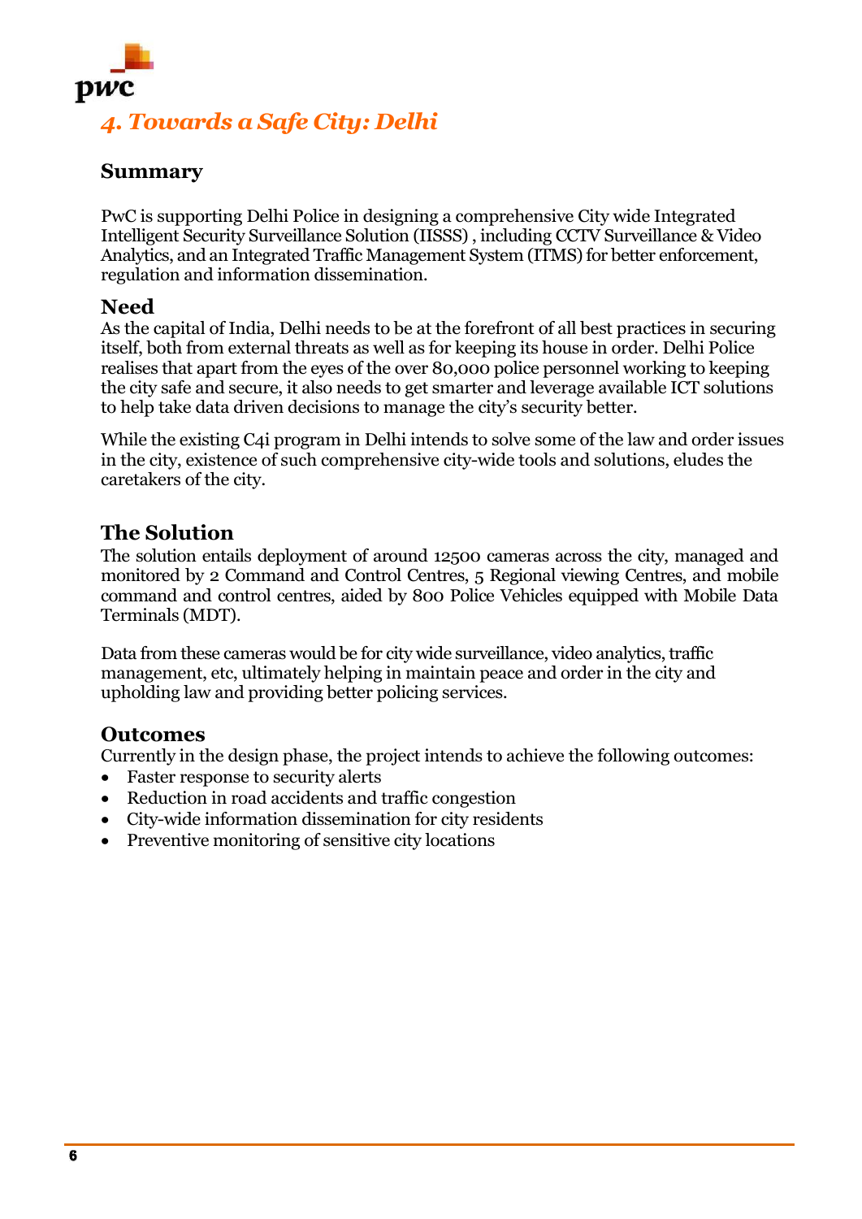## *4. Towards a Safe City: Delhi*

### Summary

PwC is supporting Delhi Police in designing a comprehensive City wide Integrated Intelligent Security Surveillance Solution (IISSS) , including CCTV Surveillance & Video Analytics, and an Integrated Traffic Management System (ITMS) for better enforcement, regulation and information dissemination.

### Need

As the capital of India, Delhi needs to be at the forefront of all best practices in securing itself, both from external threats as well as for keeping its house in order. Delhi Police realises that apart from the eyes of the over 80,000 police personnel working to keeping the city safe and secure, it also needs to get smarter and leverage available ICT solutions to help take data driven decisions to manage the city's security better.

While the existing C4i program in Delhi intends to solve some of the law and order issues in the city, existence of such comprehensive city-wide tools and solutions, eludes the caretakers of the city.

### The Solution

The solution entails deployment of around 12500 cameras across the city, managed and monitored by 2 Command and Control Centres, 5 Regional viewing Centres, and mobile command and control centres, aided by 800 Police Vehicles equipped with Mobile Data Terminals (MDT).

Data from these cameras would be for city wide surveillance, video analytics, traffic management, etc, ultimately helping in maintain peace and order in the city and upholding law and providing better policing services.

### Outcomes

Currently in the design phase, the project intends to achieve the following outcomes:

- Faster response to security alerts
- Reduction in road accidents and traffic congestion
- City-wide information dissemination for city residents
- Preventive monitoring of sensitive city locations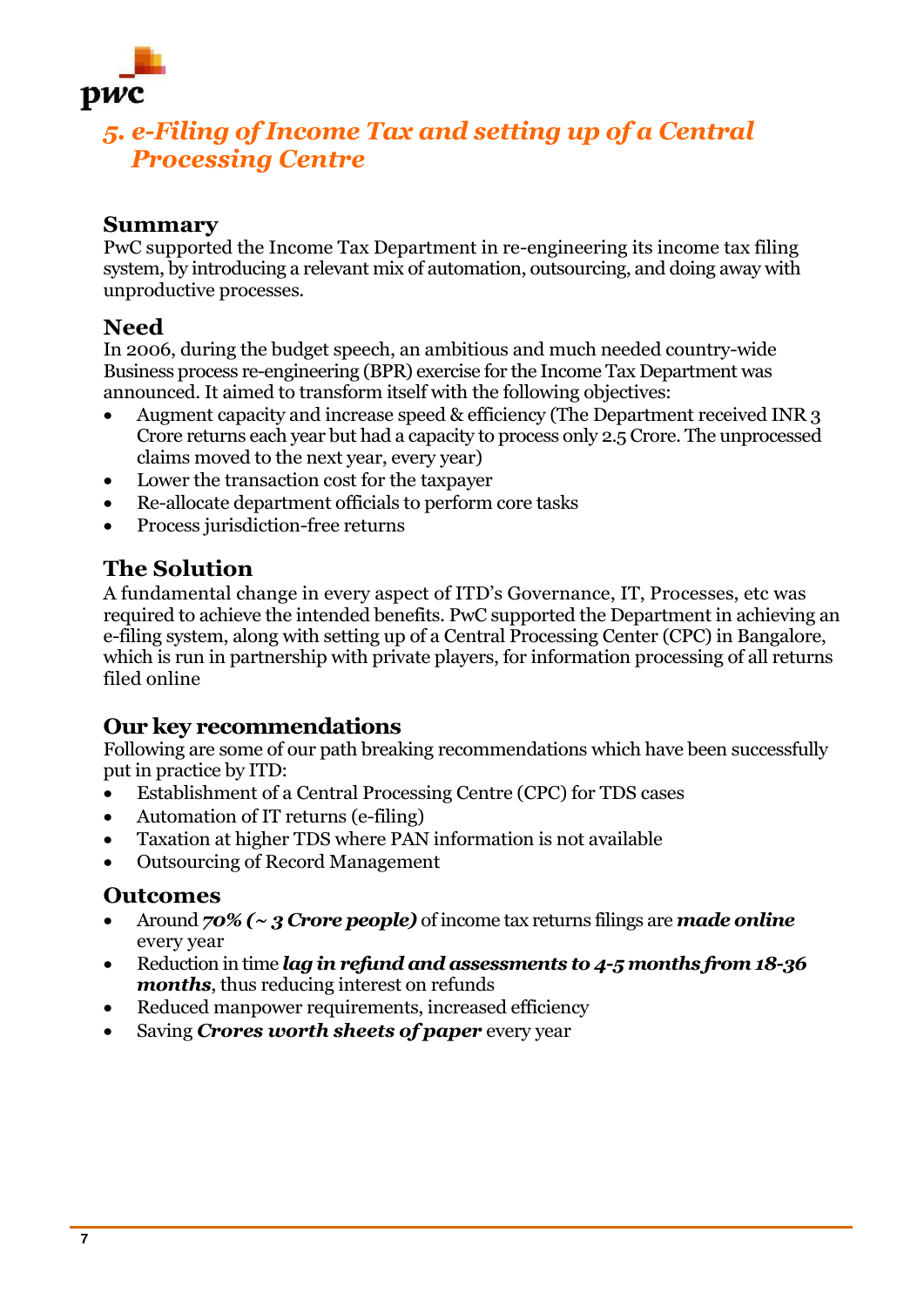# *5. e-Filing of Income Tax and setting up of a Central Processing Centre*

## Summary

PwC supported the Income Tax Department in re-engineering its income tax filing system, by introducing a relevant mix of automation, outsourcing, and doing away with unproductive processes.

## Need

In 2006, during the budget speech, an ambitious and much needed country-wide Business process re-engineering (BPR) exercise for the Income Tax Department was announced. It aimed to transform itself with the following objectives:

- Augment capacity and increase speed & efficiency (The Department received INR 3 Crore returns each year but had a capacity to process only 2.5 Crore. The unprocessed claims moved to the next year, every year)
- Lower the transaction cost for the taxpayer
- Re-allocate department officials to perform core tasks
- Process jurisdiction-free returns

## The Solution

A fundamental change in every aspect of ITD's Governance, IT, Processes, etc was required to achieve the intended benefits. PwC supported the Department in achieving an e-filing system, along with setting up of a Central Processing Center (CPC) in Bangalore, which is run in partnership with private players, for information processing of all returns filed online

## Our key recommendations

Following are some of our path breaking recommendations which have been successfully put in practice by ITD:

- Establishment of a Central Processing Centre (CPC) for TDS cases
- Automation of IT returns (e-filing)
- Taxation at higher TDS where PAN information is not available
- Outsourcing of Record Management

## Outcomes

- Around ***70% (~ 3 Crore people)*** of income tax returns filings are ***made online*** every year
- Reduction in time ***lag in refund and assessments to 4-5 months from 18-36 months***, thus reducing interest on refunds
- Reduced manpower requirements, increased efficiency
- Saving ***Crores worth sheets of paper*** every year